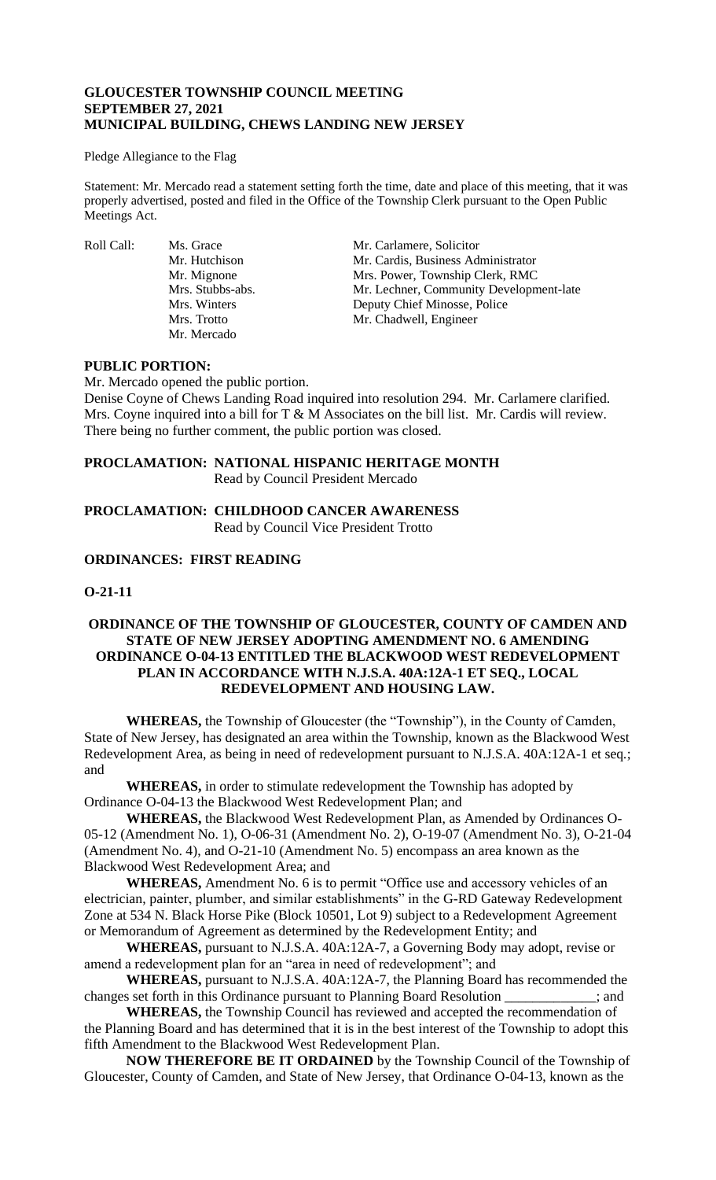**GLOUCESTER TOWNSHIP COUNCIL MEETING**
**SEPTEMBER 27, 2021**
**MUNICIPAL BUILDING, CHEWS LANDING NEW JERSEY**

Pledge Allegiance to the Flag

Statement: Mr. Mercado read a statement setting forth the time, date and place of this meeting, that it was properly advertised, posted and filed in the Office of the Township Clerk pursuant to the Open Public Meetings Act.

| Roll Call: | Ms. Grace | Mr. Carlamere, Solicitor |
|---|---|---|
| | Mr. Hutchison | Mr. Cardis, Business Administrator |
| | Mr. Mignone | Mrs. Power, Township Clerk, RMC |
| | Mrs. Stubbs-abs. | Mr. Lechner, Community Development-late |
| | Mrs. Winters | Deputy Chief Minosse, Police |
| | Mrs. Trotto | Mr. Chadwell, Engineer |
| | Mr. Mercado | |

**PUBLIC PORTION:**

Mr. Mercado opened the public portion.

Denise Coyne of Chews Landing Road inquired into resolution 294. Mr. Carlamere clarified. Mrs. Coyne inquired into a bill for T & M Associates on the bill list. Mr. Cardis will review. There being no further comment, the public portion was closed.

**PROCLAMATION: NATIONAL HISPANIC HERITAGE MONTH**
Read by Council President Mercado

**PROCLAMATION: CHILDHOOD CANCER AWARENESS**
Read by Council Vice President Trotto

**ORDINANCES: FIRST READING**

**O-21-11**

**ORDINANCE OF THE TOWNSHIP OF GLOUCESTER, COUNTY OF CAMDEN AND STATE OF NEW JERSEY ADOPTING AMENDMENT NO. 6 AMENDING ORDINANCE O-04-13 ENTITLED THE BLACKWOOD WEST REDEVELOPMENT PLAN IN ACCORDANCE WITH N.J.S.A. 40A:12A-1 ET SEQ., LOCAL REDEVELOPMENT AND HOUSING LAW.**

**WHEREAS,** the Township of Gloucester (the "Township"), in the County of Camden, State of New Jersey, has designated an area within the Township, known as the Blackwood West Redevelopment Area, as being in need of redevelopment pursuant to N.J.S.A. 40A:12A-1 et seq.; and

**WHEREAS,** in order to stimulate redevelopment the Township has adopted by Ordinance O-04-13 the Blackwood West Redevelopment Plan; and

**WHEREAS,** the Blackwood West Redevelopment Plan, as Amended by Ordinances O-05-12 (Amendment No. 1), O-06-31 (Amendment No. 2), O-19-07 (Amendment No. 3), O-21-04 (Amendment No. 4), and O-21-10 (Amendment No. 5) encompass an area known as the Blackwood West Redevelopment Area; and

**WHEREAS,** Amendment No. 6 is to permit "Office use and accessory vehicles of an electrician, painter, plumber, and similar establishments" in the G-RD Gateway Redevelopment Zone at 534 N. Black Horse Pike (Block 10501, Lot 9) subject to a Redevelopment Agreement or Memorandum of Agreement as determined by the Redevelopment Entity; and

**WHEREAS,** pursuant to N.J.S.A. 40A:12A-7, a Governing Body may adopt, revise or amend a redevelopment plan for an "area in need of redevelopment"; and

**WHEREAS,** pursuant to N.J.S.A. 40A:12A-7, the Planning Board has recommended the changes set forth in this Ordinance pursuant to Planning Board Resolution _____________; and

**WHEREAS,** the Township Council has reviewed and accepted the recommendation of the Planning Board and has determined that it is in the best interest of the Township to adopt this fifth Amendment to the Blackwood West Redevelopment Plan.

**NOW THEREFORE BE IT ORDAINED** by the Township Council of the Township of Gloucester, County of Camden, and State of New Jersey, that Ordinance O-04-13, known as the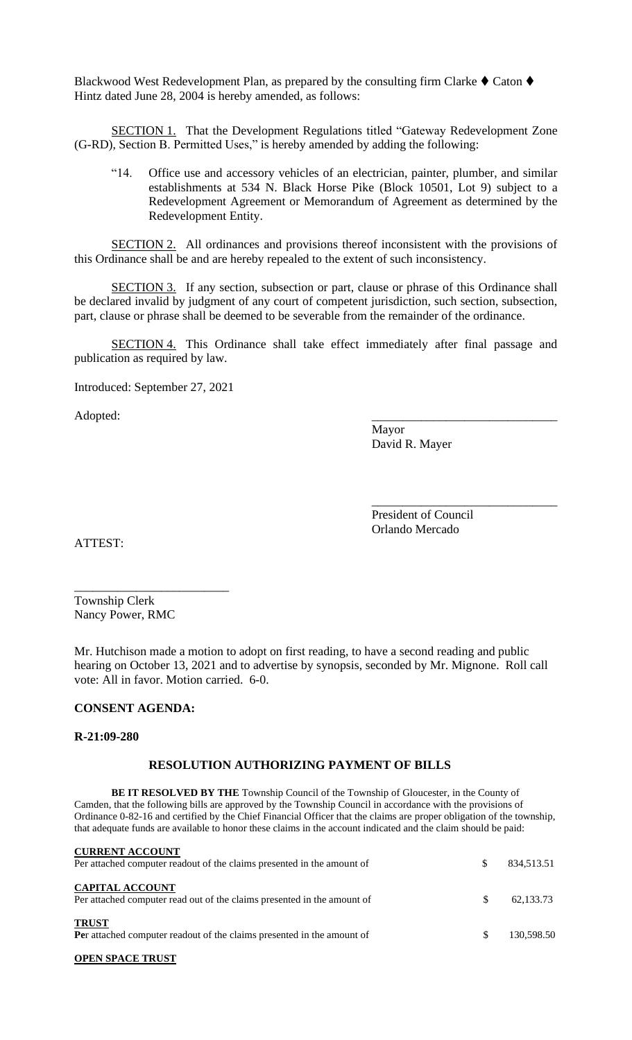Blackwood West Redevelopment Plan, as prepared by the consulting firm Clarke ♦ Caton ♦ Hintz dated June 28, 2004 is hereby amended, as follows:

SECTION 1. That the Development Regulations titled "Gateway Redevelopment Zone (G-RD), Section B. Permitted Uses," is hereby amended by adding the following:

> "14. Office use and accessory vehicles of an electrician, painter, plumber, and similar establishments at 534 N. Black Horse Pike (Block 10501, Lot 9) subject to a Redevelopment Agreement or Memorandum of Agreement as determined by the Redevelopment Entity.

SECTION 2. All ordinances and provisions thereof inconsistent with the provisions of this Ordinance shall be and are hereby repealed to the extent of such inconsistency.

SECTION 3. If any section, subsection or part, clause or phrase of this Ordinance shall be declared invalid by judgment of any court of competent jurisdiction, such section, subsection, part, clause or phrase shall be deemed to be severable from the remainder of the ordinance.

SECTION 4. This Ordinance shall take effect immediately after final passage and publication as required by law.

Introduced: September 27, 2021

Adopted:

\_\_\_\_\_\_\_\_\_\_\_\_\_\_\_\_\_\_\_\_\_\_\_\_\_\_\_\_\_\_
Mayor
David R. Mayer

\_\_\_\_\_\_\_\_\_\_\_\_\_\_\_\_\_\_\_\_\_\_\_\_\_\_\_\_\_\_
President of Council
Orlando Mercado

ATTEST:

\_\_\_\_\_\_\_\_\_\_\_\_\_\_\_\_\_\_\_\_\_\_\_\_\_
Township Clerk
Nancy Power, RMC

Mr. Hutchison made a motion to adopt on first reading, to have a second reading and public hearing on October 13, 2021 and to advertise by synopsis, seconded by Mr. Mignone. Roll call vote: All in favor. Motion carried. 6-0.

**CONSENT AGENDA:**

**R-21:09-280**

**RESOLUTION AUTHORIZING PAYMENT OF BILLS**

**BE IT RESOLVED BY THE** Township Council of the Township of Gloucester, in the County of Camden, that the following bills are approved by the Township Council in accordance with the provisions of Ordinance 0-82-16 and certified by the Chief Financial Officer that the claims are proper obligation of the township, that adequate funds are available to honor these claims in the account indicated and the claim should be paid:

**CURRENT ACCOUNT**
Per attached computer readout of the claims presented in the amount of $ 834,513.51

**CAPITAL ACCOUNT**
Per attached computer read out of the claims presented in the amount of $ 62,133.73

**TRUST**
**Pe**r attached computer readout of the claims presented in the amount of $ 130,598.50

**OPEN SPACE TRUST**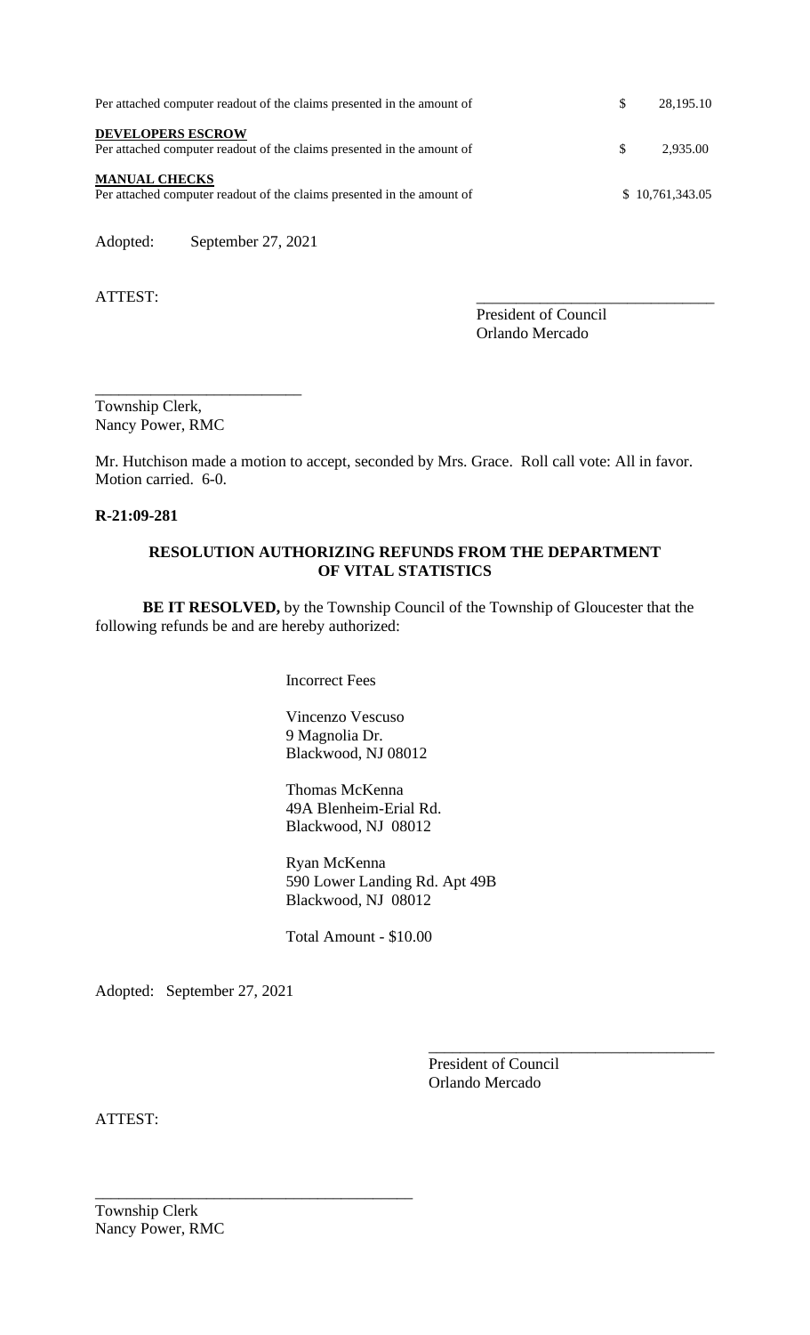| | | |
|---|---|---|
| Per attached computer readout of the claims presented in the amount of | $ | 28,195.10 |
| **DEVELOPERS ESCROW** | | |
| Per attached computer readout of the claims presented in the amount of | $ | 2,935.00 |
| **MANUAL CHECKS** | | |
| Per attached computer readout of the claims presented in the amount of | | $ 10,761,343.05 |

Adopted: September 27, 2021

ATTEST:

_______________________________
President of Council
Orlando Mercado

__________________________
Township Clerk,
Nancy Power, RMC

Mr. Hutchison made a motion to accept, seconded by Mrs. Grace. Roll call vote: All in favor. Motion carried. 6-0.

**R-21:09-281**

**RESOLUTION AUTHORIZING REFUNDS FROM THE DEPARTMENT OF VITAL STATISTICS**

**BE IT RESOLVED,** by the Township Council of the Township of Gloucester that the following refunds be and are hereby authorized:

Incorrect Fees

Vincenzo Vescuso
9 Magnolia Dr.
Blackwood, NJ 08012

Thomas McKenna
49A Blenheim-Erial Rd.
Blackwood, NJ 08012

Ryan McKenna
590 Lower Landing Rd. Apt 49B
Blackwood, NJ 08012

Total Amount - $10.00

Adopted: September 27, 2021

____________________________________
President of Council
Orlando Mercado

ATTEST:

__________________________________________
Township Clerk
Nancy Power, RMC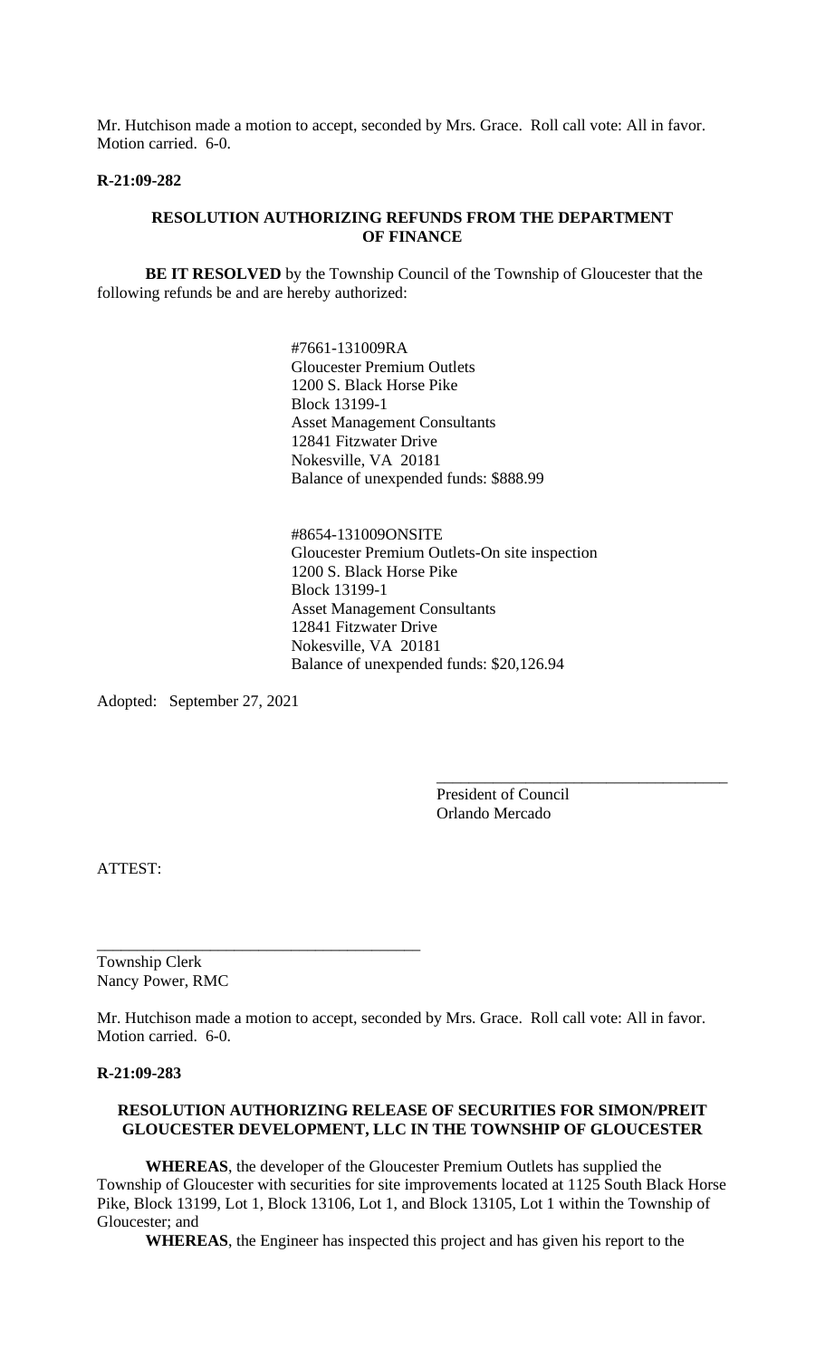Mr. Hutchison made a motion to accept, seconded by Mrs. Grace. Roll call vote: All in favor. Motion carried. 6-0.

**R-21:09-282**

**RESOLUTION AUTHORIZING REFUNDS FROM THE DEPARTMENT OF FINANCE**

**BE IT RESOLVED** by the Township Council of the Township of Gloucester that the following refunds be and are hereby authorized:

#7661-131009RA
Gloucester Premium Outlets
1200 S. Black Horse Pike
Block 13199-1
Asset Management Consultants
12841 Fitzwater Drive
Nokesville, VA 20181
Balance of unexpended funds: $888.99

#8654-131009ONSITE
Gloucester Premium Outlets-On site inspection
1200 S. Black Horse Pike
Block 13199-1
Asset Management Consultants
12841 Fitzwater Drive
Nokesville, VA 20181
Balance of unexpended funds: $20,126.94

Adopted: September 27, 2021

\_\_\_\_\_\_\_\_\_\_\_\_\_\_\_\_\_\_\_\_\_\_\_\_\_\_\_\_\_\_\_\_\_\_\_\_
President of Council
Orlando Mercado

ATTEST:

\_\_\_\_\_\_\_\_\_\_\_\_\_\_\_\_\_\_\_\_\_\_\_\_\_\_\_\_\_\_\_\_\_\_\_\_\_\_\_\_
Township Clerk
Nancy Power, RMC

Mr. Hutchison made a motion to accept, seconded by Mrs. Grace. Roll call vote: All in favor. Motion carried. 6-0.

**R-21:09-283**

**RESOLUTION AUTHORIZING RELEASE OF SECURITIES FOR SIMON/PREIT GLOUCESTER DEVELOPMENT, LLC IN THE TOWNSHIP OF GLOUCESTER**

**WHEREAS**, the developer of the Gloucester Premium Outlets has supplied the Township of Gloucester with securities for site improvements located at 1125 South Black Horse Pike, Block 13199, Lot 1, Block 13106, Lot 1, and Block 13105, Lot 1 within the Township of Gloucester; and

**WHEREAS**, the Engineer has inspected this project and has given his report to the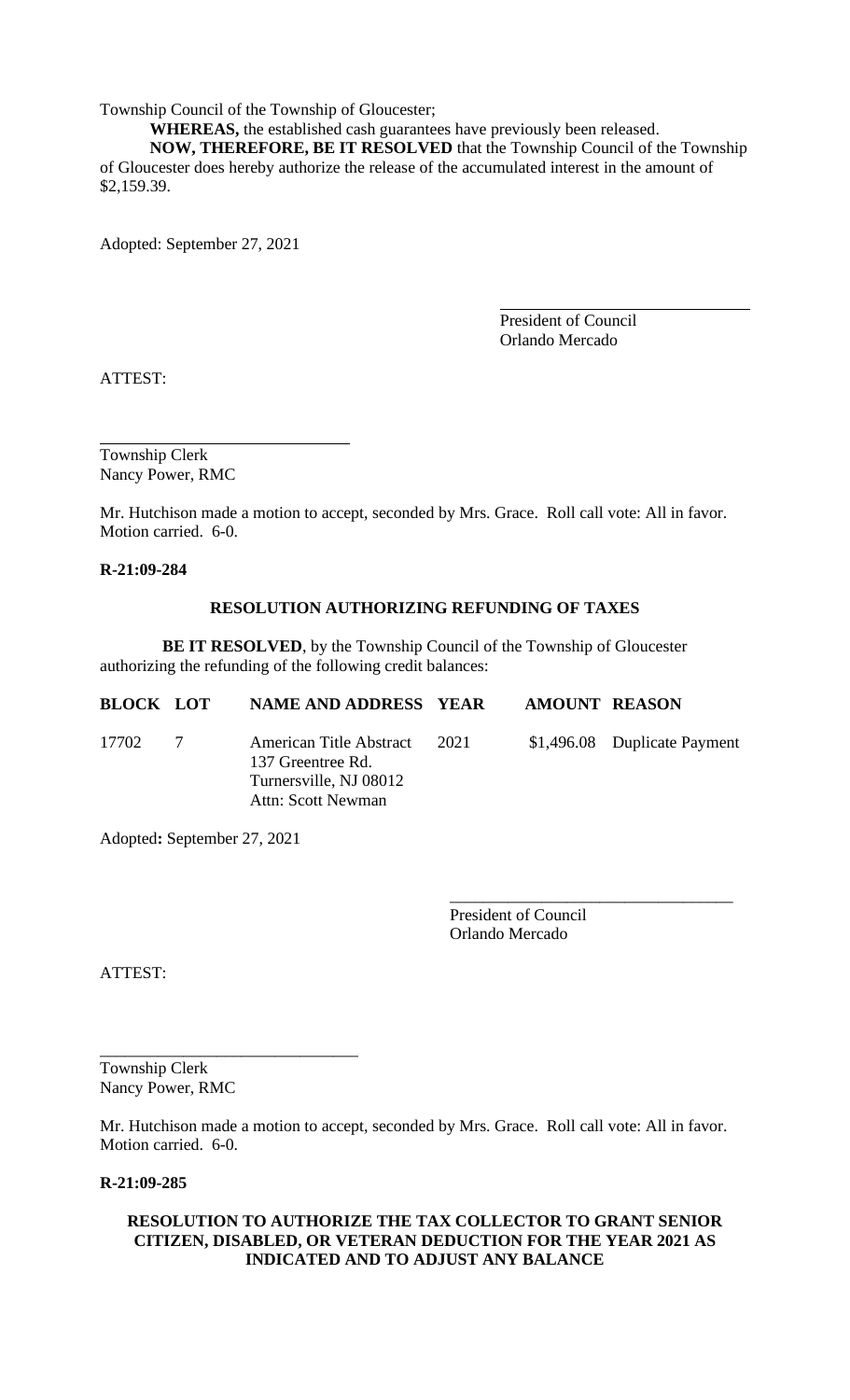Township Council of the Township of Gloucester;

**WHEREAS,** the established cash guarantees have previously been released.

**NOW, THEREFORE, BE IT RESOLVED** that the Township Council of the Township of Gloucester does hereby authorize the release of the accumulated interest in the amount of $2,159.39.

Adopted: September 27, 2021

President of Council
Orlando Mercado

ATTEST:

Township Clerk
Nancy Power, RMC

Mr. Hutchison made a motion to accept, seconded by Mrs. Grace. Roll call vote: All in favor. Motion carried. 6-0.

**R-21:09-284**

**RESOLUTION AUTHORIZING REFUNDING OF TAXES**

**BE IT RESOLVED**, by the Township Council of the Township of Gloucester authorizing the refunding of the following credit balances:

| BLOCK | LOT | NAME AND ADDRESS | YEAR | AMOUNT | REASON |
|---|---|---|---|---|---|
| 17702 | 7 | American Title Abstract<br>137 Greentree Rd.<br>Turnersville, NJ 08012<br>Attn: Scott Newman | 2021 | $1,496.08 | Duplicate Payment |

Adopted**:** September 27, 2021

President of Council
Orlando Mercado

ATTEST:

Township Clerk
Nancy Power, RMC

Mr. Hutchison made a motion to accept, seconded by Mrs. Grace. Roll call vote: All in favor. Motion carried. 6-0.

**R-21:09-285**

**RESOLUTION TO AUTHORIZE THE TAX COLLECTOR TO GRANT SENIOR CITIZEN, DISABLED, OR VETERAN DEDUCTION FOR THE YEAR 2021 AS INDICATED AND TO ADJUST ANY BALANCE**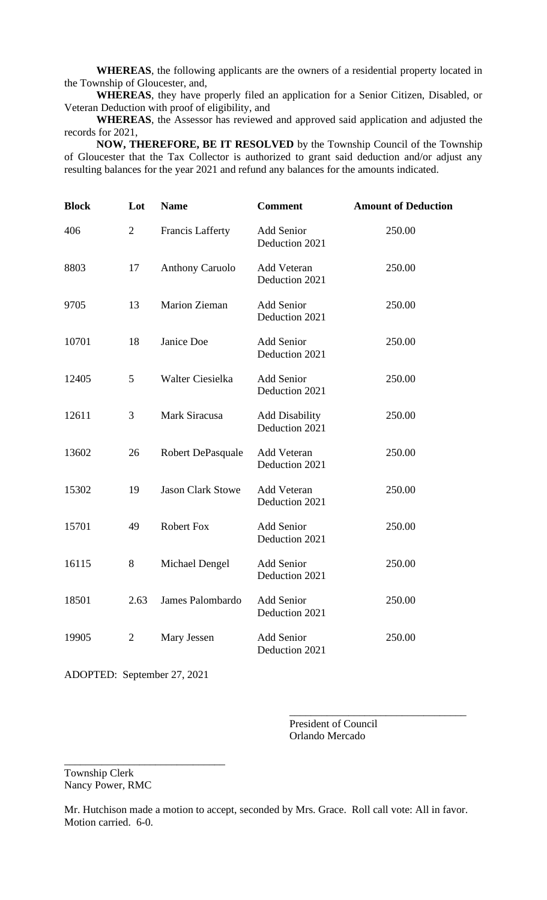**WHEREAS**, the following applicants are the owners of a residential property located in the Township of Gloucester, and,

**WHEREAS**, they have properly filed an application for a Senior Citizen, Disabled, or Veteran Deduction with proof of eligibility, and

**WHEREAS**, the Assessor has reviewed and approved said application and adjusted the records for 2021,

**NOW, THEREFORE, BE IT RESOLVED** by the Township Council of the Township of Gloucester that the Tax Collector is authorized to grant said deduction and/or adjust any resulting balances for the year 2021 and refund any balances for the amounts indicated.

| Block | Lot | Name | Comment | Amount of Deduction |
|---|---|---|---|---|
| 406 | 2 | Francis Lafferty | Add Senior Deduction 2021 | 250.00 |
| 8803 | 17 | Anthony Caruolo | Add Veteran Deduction 2021 | 250.00 |
| 9705 | 13 | Marion Zieman | Add Senior Deduction 2021 | 250.00 |
| 10701 | 18 | Janice Doe | Add Senior Deduction 2021 | 250.00 |
| 12405 | 5 | Walter Ciesielka | Add Senior Deduction 2021 | 250.00 |
| 12611 | 3 | Mark Siracusa | Add Disability Deduction 2021 | 250.00 |
| 13602 | 26 | Robert DePasquale | Add Veteran Deduction 2021 | 250.00 |
| 15302 | 19 | Jason Clark Stowe | Add Veteran Deduction 2021 | 250.00 |
| 15701 | 49 | Robert Fox | Add Senior Deduction 2021 | 250.00 |
| 16115 | 8 | Michael Dengel | Add Senior Deduction 2021 | 250.00 |
| 18501 | 2.63 | James Palombardo | Add Senior Deduction 2021 | 250.00 |
| 19905 | 2 | Mary Jessen | Add Senior Deduction 2021 | 250.00 |

ADOPTED: September 27, 2021

\_\_\_\_\_\_\_\_\_\_\_\_\_\_\_\_\_\_\_\_\_\_\_\_\_\_\_\_\_\_\_\_\_\_
President of Council
Orlando Mercado

\_\_\_\_\_\_\_\_\_\_\_\_\_\_\_\_\_\_\_\_\_\_\_\_\_\_\_\_\_\_\_\_\_\_
Township Clerk
Nancy Power, RMC

Mr. Hutchison made a motion to accept, seconded by Mrs. Grace. Roll call vote: All in favor. Motion carried. 6-0.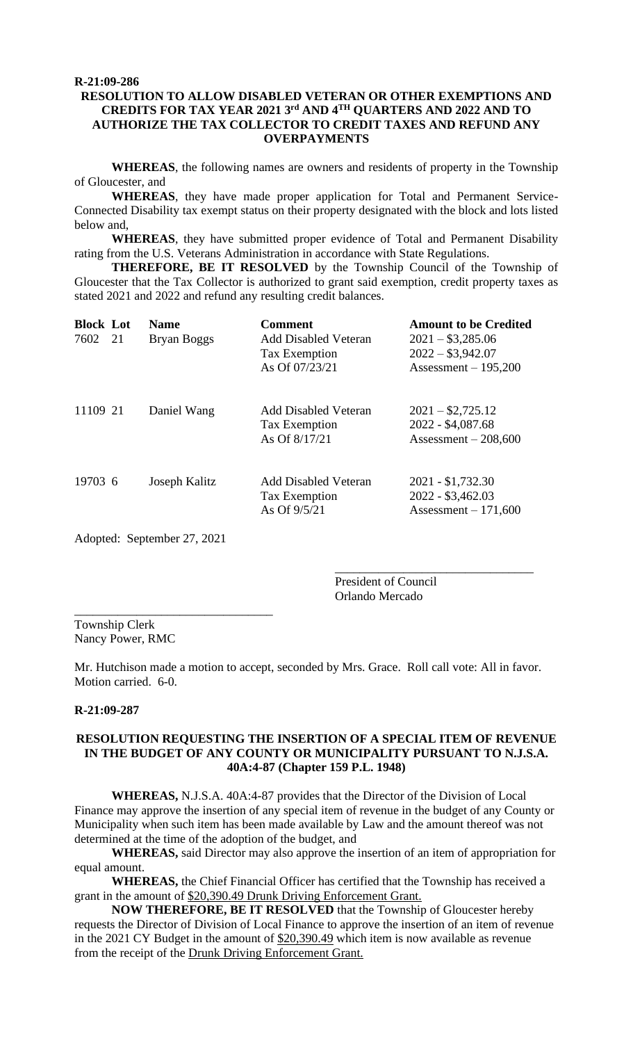**R-21:09-286**

## RESOLUTION TO ALLOW DISABLED VETERAN OR OTHER EXEMPTIONS AND CREDITS FOR TAX YEAR 2021 3rd AND 4TH QUARTERS AND 2022 AND TO AUTHORIZE THE TAX COLLECTOR TO CREDIT TAXES AND REFUND ANY OVERPAYMENTS

**WHEREAS**, the following names are owners and residents of property in the Township of Gloucester, and

**WHEREAS**, they have made proper application for Total and Permanent Service-Connected Disability tax exempt status on their property designated with the block and lots listed below and,

**WHEREAS**, they have submitted proper evidence of Total and Permanent Disability rating from the U.S. Veterans Administration in accordance with State Regulations.

**THEREFORE, BE IT RESOLVED** by the Township Council of the Township of Gloucester that the Tax Collector is authorized to grant said exemption, credit property taxes as stated 2021 and 2022 and refund any resulting credit balances.

| **Block** | **Lot** | **Name** | **Comment** | **Amount to be Credited** |
|---|---|---|---|---|
| 7602 | 21 | Bryan Boggs | Add Disabled Veteran Tax Exemption As Of 07/23/21 | 2021 – $3,285.06<br>2022 – $3,942.07<br>Assessment – 195,200 |
| 11109 | 21 | Daniel Wang | Add Disabled Veteran Tax Exemption As Of 8/17/21 | 2021 – $2,725.12<br>2022 - $4,087.68<br>Assessment – 208,600 |
| 19703 | 6 | Joseph Kalitz | Add Disabled Veteran Tax Exemption As Of 9/5/21 | 2021 - $1,732.30<br>2022 - $3,462.03<br>Assessment – 171,600 |

Adopted: September 27, 2021

\_\_\_\_\_\_\_\_\_\_\_\_\_\_\_\_\_\_\_\_\_\_\_\_\_\_\_\_\_\_\_\_
President of Council
Orlando Mercado

\_\_\_\_\_\_\_\_\_\_\_\_\_\_\_\_\_\_\_\_\_\_\_\_\_\_\_\_\_\_\_\_
Township Clerk
Nancy Power, RMC

Mr. Hutchison made a motion to accept, seconded by Mrs. Grace. Roll call vote: All in favor. Motion carried. 6-0.

**R-21:09-287**

## RESOLUTION REQUESTING THE INSERTION OF A SPECIAL ITEM OF REVENUE IN THE BUDGET OF ANY COUNTY OR MUNICIPALITY PURSUANT TO N.J.S.A. 40A:4-87 (Chapter 159 P.L. 1948)

**WHEREAS,** N.J.S.A. 40A:4-87 provides that the Director of the Division of Local Finance may approve the insertion of any special item of revenue in the budget of any County or Municipality when such item has been made available by Law and the amount thereof was not determined at the time of the adoption of the budget, and

**WHEREAS,** said Director may also approve the insertion of an item of appropriation for equal amount.

**WHEREAS,** the Chief Financial Officer has certified that the Township has received a grant in the amount of <u>$20,390.49 Drunk Driving Enforcement Grant.</u>

**NOW THEREFORE, BE IT RESOLVED** that the Township of Gloucester hereby requests the Director of Division of Local Finance to approve the insertion of an item of revenue in the 2021 CY Budget in the amount of <u>$20,390.49</u> which item is now available as revenue from the receipt of the <u>Drunk Driving Enforcement Grant.</u>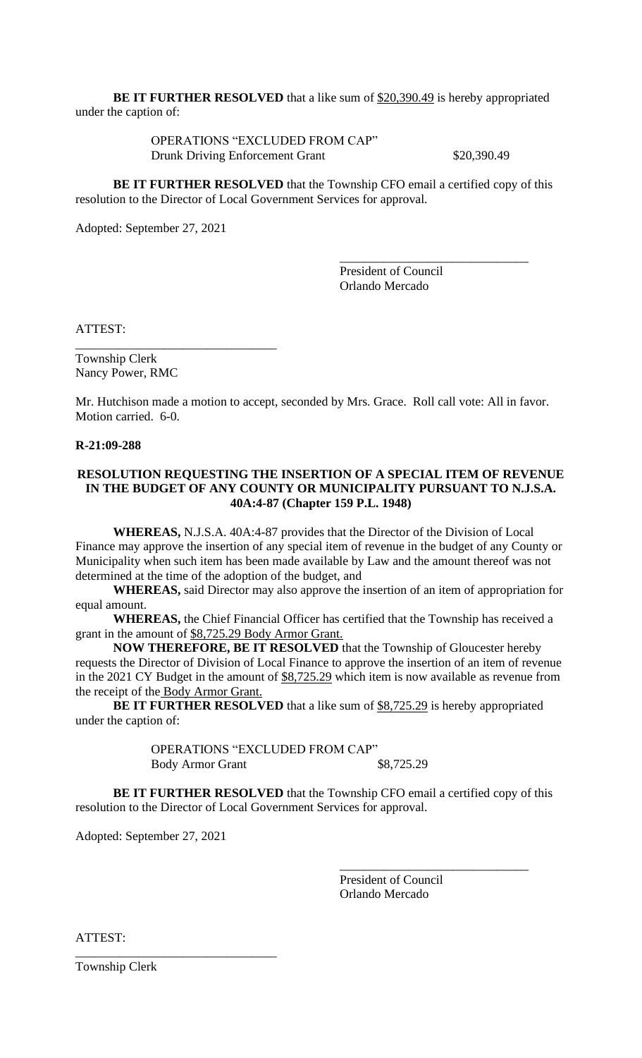**BE IT FURTHER RESOLVED** that a like sum of $20,390.49 is hereby appropriated under the caption of:

OPERATIONS "EXCLUDED FROM CAP"
Drunk Driving Enforcement Grant $20,390.49

**BE IT FURTHER RESOLVED** that the Township CFO email a certified copy of this resolution to the Director of Local Government Services for approval.

Adopted: September 27, 2021

\_\_\_\_\_\_\_\_\_\_\_\_\_\_\_\_\_\_\_\_\_\_\_\_\_\_\_\_\_\_
President of Council
Orlando Mercado

ATTEST:

\_\_\_\_\_\_\_\_\_\_\_\_\_\_\_\_\_\_\_\_\_\_\_\_\_\_\_\_\_\_
Township Clerk
Nancy Power, RMC

Mr. Hutchison made a motion to accept, seconded by Mrs. Grace. Roll call vote: All in favor. Motion carried. 6-0.

**R-21:09-288**

**RESOLUTION REQUESTING THE INSERTION OF A SPECIAL ITEM OF REVENUE IN THE BUDGET OF ANY COUNTY OR MUNICIPALITY PURSUANT TO N.J.S.A. 40A:4-87 (Chapter 159 P.L. 1948)**

**WHEREAS,** N.J.S.A. 40A:4-87 provides that the Director of the Division of Local Finance may approve the insertion of any special item of revenue in the budget of any County or Municipality when such item has been made available by Law and the amount thereof was not determined at the time of the adoption of the budget, and

**WHEREAS,** said Director may also approve the insertion of an item of appropriation for equal amount.

**WHEREAS,** the Chief Financial Officer has certified that the Township has received a grant in the amount of $8,725.29 Body Armor Grant.

**NOW THEREFORE, BE IT RESOLVED** that the Township of Gloucester hereby requests the Director of Division of Local Finance to approve the insertion of an item of revenue in the 2021 CY Budget in the amount of $8,725.29 which item is now available as revenue from the receipt of the Body Armor Grant.

**BE IT FURTHER RESOLVED** that a like sum of $8,725.29 is hereby appropriated under the caption of:

OPERATIONS "EXCLUDED FROM CAP"
Body Armor Grant $8,725.29

**BE IT FURTHER RESOLVED** that the Township CFO email a certified copy of this resolution to the Director of Local Government Services for approval.

Adopted: September 27, 2021

\_\_\_\_\_\_\_\_\_\_\_\_\_\_\_\_\_\_\_\_\_\_\_\_\_\_\_\_\_\_
President of Council
Orlando Mercado

ATTEST:

\_\_\_\_\_\_\_\_\_\_\_\_\_\_\_\_\_\_\_\_\_\_\_\_\_\_\_\_\_\_
Township Clerk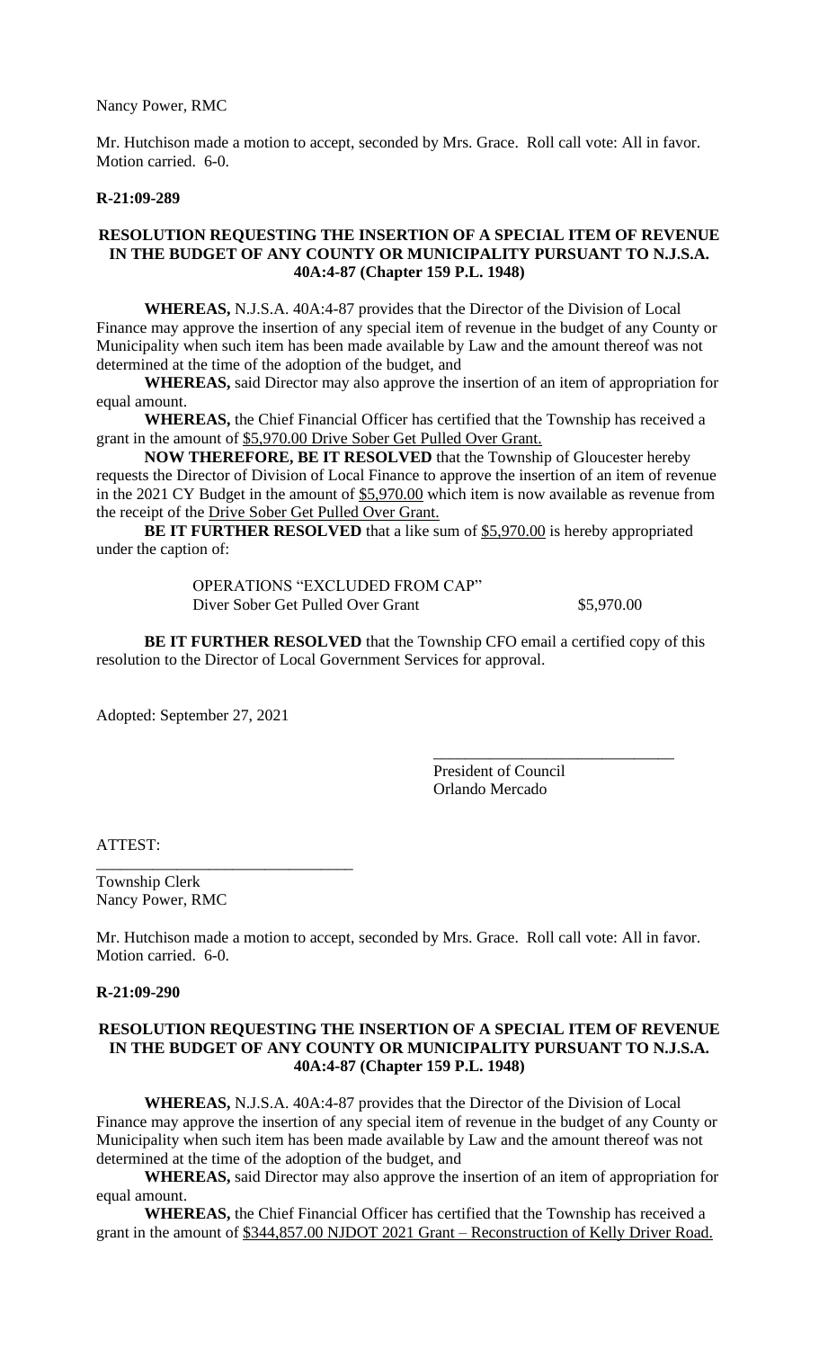Nancy Power, RMC

Mr. Hutchison made a motion to accept, seconded by Mrs. Grace. Roll call vote: All in favor. Motion carried. 6-0.

**R-21:09-289**

**RESOLUTION REQUESTING THE INSERTION OF A SPECIAL ITEM OF REVENUE IN THE BUDGET OF ANY COUNTY OR MUNICIPALITY PURSUANT TO N.J.S.A. 40A:4-87 (Chapter 159 P.L. 1948)**

**WHEREAS,** N.J.S.A. 40A:4-87 provides that the Director of the Division of Local Finance may approve the insertion of any special item of revenue in the budget of any County or Municipality when such item has been made available by Law and the amount thereof was not determined at the time of the adoption of the budget, and

**WHEREAS,** said Director may also approve the insertion of an item of appropriation for equal amount.

**WHEREAS,** the Chief Financial Officer has certified that the Township has received a grant in the amount of $5,970.00 Drive Sober Get Pulled Over Grant.

**NOW THEREFORE, BE IT RESOLVED** that the Township of Gloucester hereby requests the Director of Division of Local Finance to approve the insertion of an item of revenue in the 2021 CY Budget in the amount of $5,970.00 which item is now available as revenue from the receipt of the Drive Sober Get Pulled Over Grant.

**BE IT FURTHER RESOLVED** that a like sum of $5,970.00 is hereby appropriated under the caption of:

OPERATIONS "EXCLUDED FROM CAP"
Diver Sober Get Pulled Over Grant $5,970.00

**BE IT FURTHER RESOLVED** that the Township CFO email a certified copy of this resolution to the Director of Local Government Services for approval.

Adopted: September 27, 2021

\_\_\_\_\_\_\_\_\_\_\_\_\_\_\_\_\_\_\_\_\_\_\_\_\_\_\_\_\_\_
President of Council
Orlando Mercado

ATTEST:

\_\_\_\_\_\_\_\_\_\_\_\_\_\_\_\_\_\_\_\_\_\_\_\_\_\_\_\_\_\_
Township Clerk
Nancy Power, RMC

Mr. Hutchison made a motion to accept, seconded by Mrs. Grace. Roll call vote: All in favor. Motion carried. 6-0.

**R-21:09-290**

**RESOLUTION REQUESTING THE INSERTION OF A SPECIAL ITEM OF REVENUE IN THE BUDGET OF ANY COUNTY OR MUNICIPALITY PURSUANT TO N.J.S.A. 40A:4-87 (Chapter 159 P.L. 1948)**

**WHEREAS,** N.J.S.A. 40A:4-87 provides that the Director of the Division of Local Finance may approve the insertion of any special item of revenue in the budget of any County or Municipality when such item has been made available by Law and the amount thereof was not determined at the time of the adoption of the budget, and

**WHEREAS,** said Director may also approve the insertion of an item of appropriation for equal amount.

**WHEREAS,** the Chief Financial Officer has certified that the Township has received a grant in the amount of $344,857.00 NJDOT 2021 Grant – Reconstruction of Kelly Driver Road.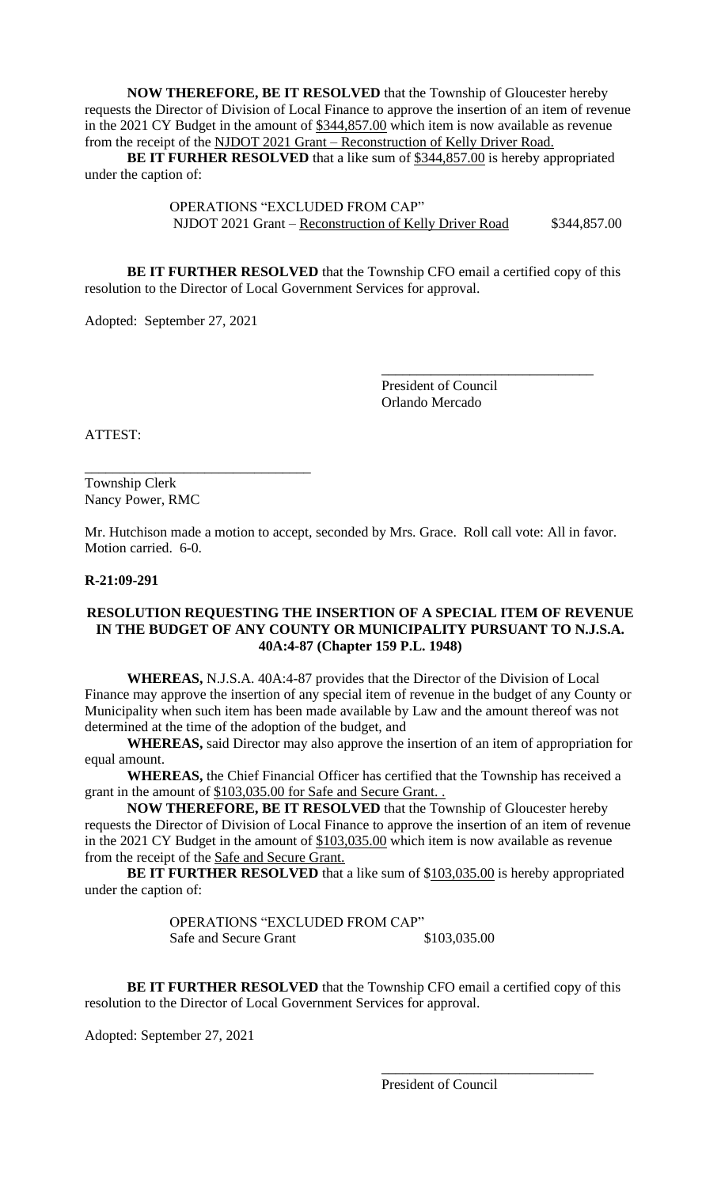**NOW THEREFORE, BE IT RESOLVED** that the Township of Gloucester hereby requests the Director of Division of Local Finance to approve the insertion of an item of revenue in the 2021 CY Budget in the amount of $344,857.00 which item is now available as revenue from the receipt of the NJDOT 2021 Grant – Reconstruction of Kelly Driver Road.

**BE IT FURHER RESOLVED** that a like sum of $344,857.00 is hereby appropriated under the caption of:

OPERATIONS "EXCLUDED FROM CAP"
NJDOT 2021 Grant – Reconstruction of Kelly Driver Road $344,857.00

**BE IT FURTHER RESOLVED** that the Township CFO email a certified copy of this resolution to the Director of Local Government Services for approval.

Adopted: September 27, 2021

\_\_\_\_\_\_\_\_\_\_\_\_\_\_\_\_\_\_\_\_\_\_\_\_\_\_\_\_\_\_
President of Council
Orlando Mercado

ATTEST:

\_\_\_\_\_\_\_\_\_\_\_\_\_\_\_\_\_\_\_\_\_\_\_\_\_\_\_\_\_\_
Township Clerk
Nancy Power, RMC

Mr. Hutchison made a motion to accept, seconded by Mrs. Grace. Roll call vote: All in favor. Motion carried. 6-0.

**R-21:09-291**

**RESOLUTION REQUESTING THE INSERTION OF A SPECIAL ITEM OF REVENUE IN THE BUDGET OF ANY COUNTY OR MUNICIPALITY PURSUANT TO N.J.S.A. 40A:4-87 (Chapter 159 P.L. 1948)**

**WHEREAS,** N.J.S.A. 40A:4-87 provides that the Director of the Division of Local Finance may approve the insertion of any special item of revenue in the budget of any County or Municipality when such item has been made available by Law and the amount thereof was not determined at the time of the adoption of the budget, and

**WHEREAS,** said Director may also approve the insertion of an item of appropriation for equal amount.

**WHEREAS,** the Chief Financial Officer has certified that the Township has received a grant in the amount of $103,035.00 for Safe and Secure Grant. .

**NOW THEREFORE, BE IT RESOLVED** that the Township of Gloucester hereby requests the Director of Division of Local Finance to approve the insertion of an item of revenue in the 2021 CY Budget in the amount of $103,035.00 which item is now available as revenue from the receipt of the Safe and Secure Grant.

**BE IT FURTHER RESOLVED** that a like sum of $103,035.00 is hereby appropriated under the caption of:

OPERATIONS "EXCLUDED FROM CAP"
Safe and Secure Grant $103,035.00

**BE IT FURTHER RESOLVED** that the Township CFO email a certified copy of this resolution to the Director of Local Government Services for approval.

Adopted: September 27, 2021

\_\_\_\_\_\_\_\_\_\_\_\_\_\_\_\_\_\_\_\_\_\_\_\_\_\_\_\_\_\_
President of Council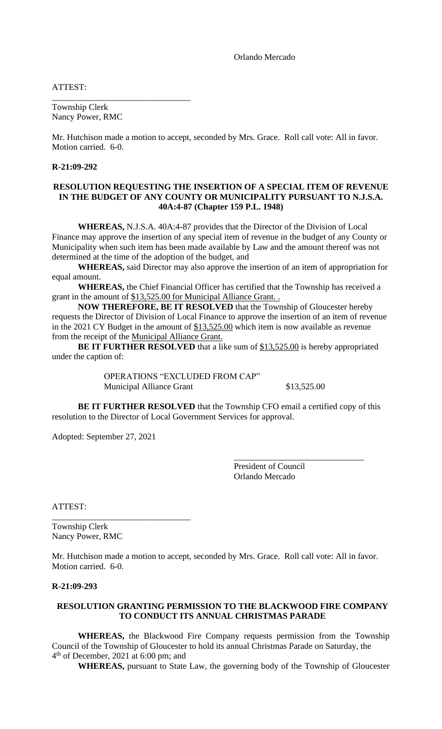Orlando Mercado

ATTEST:

_______________________________

Township Clerk
Nancy Power, RMC

Mr. Hutchison made a motion to accept, seconded by Mrs. Grace. Roll call vote: All in favor. Motion carried. 6-0.

**R-21:09-292**

**RESOLUTION REQUESTING THE INSERTION OF A SPECIAL ITEM OF REVENUE IN THE BUDGET OF ANY COUNTY OR MUNICIPALITY PURSUANT TO N.J.S.A. 40A:4-87 (Chapter 159 P.L. 1948)**

**WHEREAS,** N.J.S.A. 40A:4-87 provides that the Director of the Division of Local Finance may approve the insertion of any special item of revenue in the budget of any County or Municipality when such item has been made available by Law and the amount thereof was not determined at the time of the adoption of the budget, and

**WHEREAS,** said Director may also approve the insertion of an item of appropriation for equal amount.

**WHEREAS,** the Chief Financial Officer has certified that the Township has received a grant in the amount of $13,525.00 for Municipal Alliance Grant. .

**NOW THEREFORE, BE IT RESOLVED** that the Township of Gloucester hereby requests the Director of Division of Local Finance to approve the insertion of an item of revenue in the 2021 CY Budget in the amount of $13,525.00 which item is now available as revenue from the receipt of the Municipal Alliance Grant.

**BE IT FURTHER RESOLVED** that a like sum of $13,525.00 is hereby appropriated under the caption of:

OPERATIONS "EXCLUDED FROM CAP"
Municipal Alliance Grant $13,525.00

**BE IT FURTHER RESOLVED** that the Township CFO email a certified copy of this resolution to the Director of Local Government Services for approval.

Adopted: September 27, 2021

_______________________________

President of Council
Orlando Mercado

ATTEST:

_______________________________

Township Clerk
Nancy Power, RMC

Mr. Hutchison made a motion to accept, seconded by Mrs. Grace. Roll call vote: All in favor. Motion carried. 6-0.

**R-21:09-293**

**RESOLUTION GRANTING PERMISSION TO THE BLACKWOOD FIRE COMPANY TO CONDUCT ITS ANNUAL CHRISTMAS PARADE**

**WHEREAS,** the Blackwood Fire Company requests permission from the Township Council of the Township of Gloucester to hold its annual Christmas Parade on Saturday, the 4th of December, 2021 at 6:00 pm; and

**WHEREAS,** pursuant to State Law, the governing body of the Township of Gloucester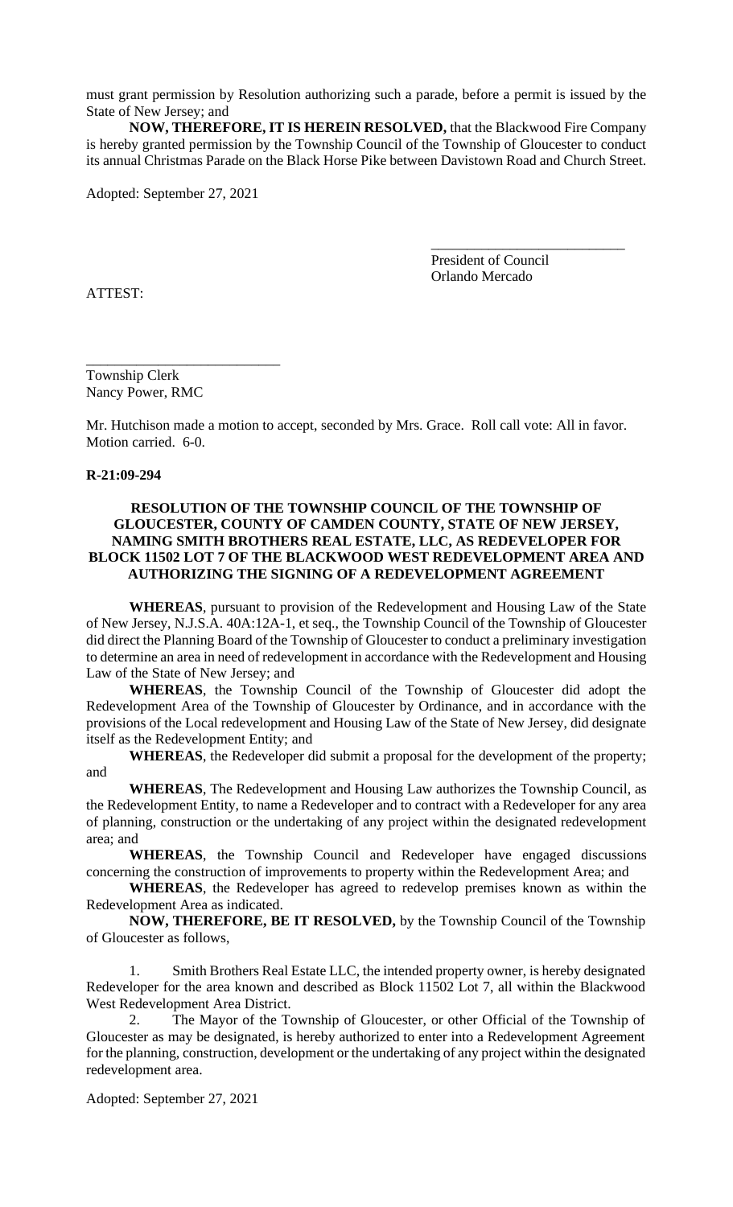must grant permission by Resolution authorizing such a parade, before a permit is issued by the State of New Jersey; and

**NOW, THEREFORE, IT IS HEREIN RESOLVED,** that the Blackwood Fire Company is hereby granted permission by the Township Council of the Township of Gloucester to conduct its annual Christmas Parade on the Black Horse Pike between Davistown Road and Church Street.

Adopted: September 27, 2021

\_\_\_\_\_\_\_\_\_\_\_\_\_\_\_\_\_\_\_\_\_\_\_\_\_\_\_
President of Council
Orlando Mercado

ATTEST:

\_\_\_\_\_\_\_\_\_\_\_\_\_\_\_\_\_\_\_\_\_\_\_\_\_\_\_
Township Clerk
Nancy Power, RMC

Mr. Hutchison made a motion to accept, seconded by Mrs. Grace. Roll call vote: All in favor. Motion carried. 6-0.

**R-21:09-294**

**RESOLUTION OF THE TOWNSHIP COUNCIL OF THE TOWNSHIP OF GLOUCESTER, COUNTY OF CAMDEN COUNTY, STATE OF NEW JERSEY, NAMING SMITH BROTHERS REAL ESTATE, LLC, AS REDEVELOPER FOR BLOCK 11502 LOT 7 OF THE BLACKWOOD WEST REDEVELOPMENT AREA AND AUTHORIZING THE SIGNING OF A REDEVELOPMENT AGREEMENT**

**WHEREAS**, pursuant to provision of the Redevelopment and Housing Law of the State of New Jersey, N.J.S.A. 40A:12A-1, et seq., the Township Council of the Township of Gloucester did direct the Planning Board of the Township of Gloucester to conduct a preliminary investigation to determine an area in need of redevelopment in accordance with the Redevelopment and Housing Law of the State of New Jersey; and

**WHEREAS**, the Township Council of the Township of Gloucester did adopt the Redevelopment Area of the Township of Gloucester by Ordinance, and in accordance with the provisions of the Local redevelopment and Housing Law of the State of New Jersey, did designate itself as the Redevelopment Entity; and

**WHEREAS**, the Redeveloper did submit a proposal for the development of the property; and

**WHEREAS**, The Redevelopment and Housing Law authorizes the Township Council, as the Redevelopment Entity, to name a Redeveloper and to contract with a Redeveloper for any area of planning, construction or the undertaking of any project within the designated redevelopment area; and

**WHEREAS**, the Township Council and Redeveloper have engaged discussions concerning the construction of improvements to property within the Redevelopment Area; and

**WHEREAS**, the Redeveloper has agreed to redevelop premises known as within the Redevelopment Area as indicated.

**NOW, THEREFORE, BE IT RESOLVED,** by the Township Council of the Township of Gloucester as follows,

1. Smith Brothers Real Estate LLC, the intended property owner, is hereby designated Redeveloper for the area known and described as Block 11502 Lot 7, all within the Blackwood West Redevelopment Area District.
2. The Mayor of the Township of Gloucester, or other Official of the Township of Gloucester as may be designated, is hereby authorized to enter into a Redevelopment Agreement for the planning, construction, development or the undertaking of any project within the designated redevelopment area.

Adopted: September 27, 2021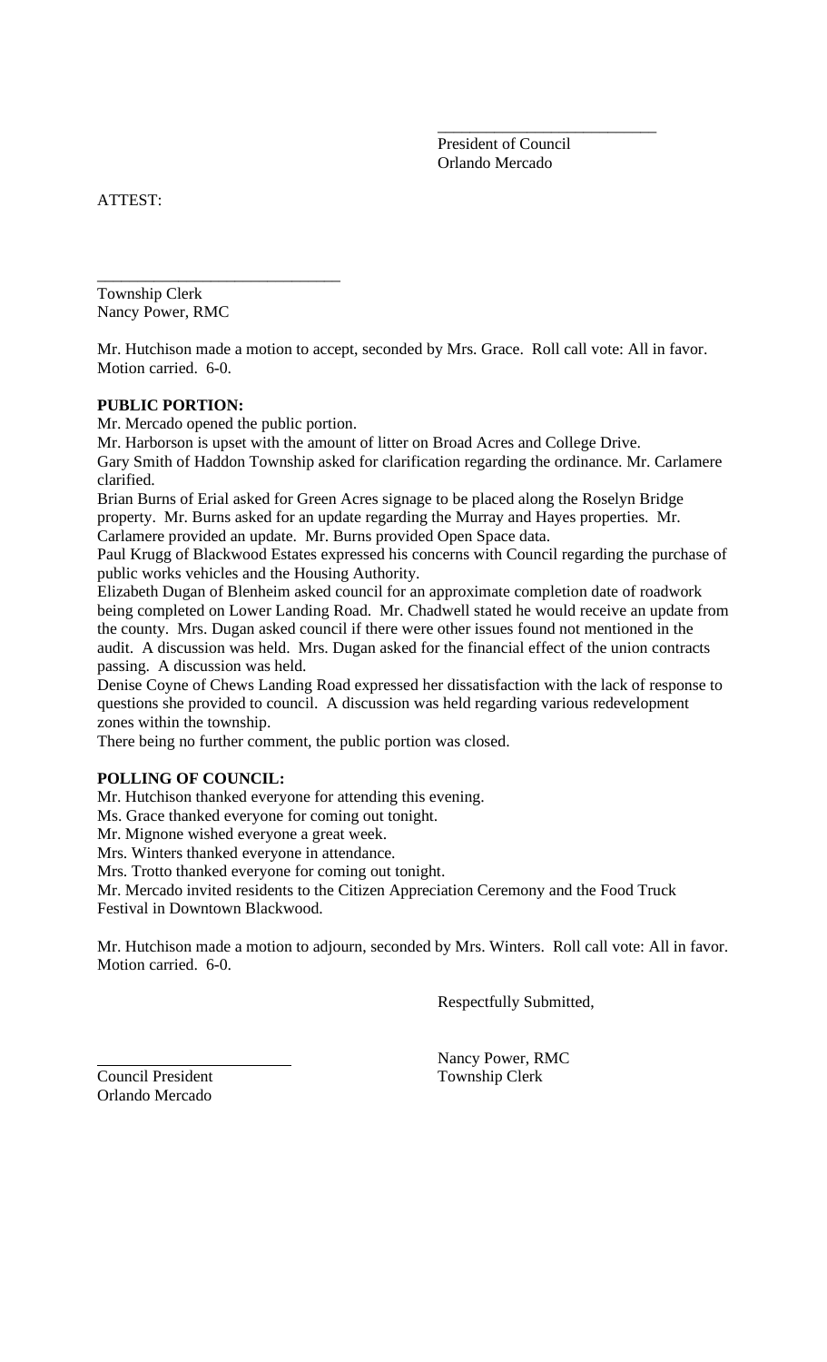\_\_\_\_\_\_\_\_\_\_\_\_\_\_\_\_\_\_\_\_\_\_\_\_\_\_\_\_

President of Council
Orlando Mercado

ATTEST:

\_\_\_\_\_\_\_\_\_\_\_\_\_\_\_\_\_\_\_\_\_\_\_\_\_\_\_\_\_\_

Township Clerk
Nancy Power, RMC

Mr. Hutchison made a motion to accept, seconded by Mrs. Grace. Roll call vote: All in favor. Motion carried. 6-0.

**PUBLIC PORTION:**

Mr. Mercado opened the public portion.

Mr. Harborson is upset with the amount of litter on Broad Acres and College Drive.

Gary Smith of Haddon Township asked for clarification regarding the ordinance. Mr. Carlamere clarified.

Brian Burns of Erial asked for Green Acres signage to be placed along the Roselyn Bridge property. Mr. Burns asked for an update regarding the Murray and Hayes properties. Mr. Carlamere provided an update. Mr. Burns provided Open Space data.

Paul Krugg of Blackwood Estates expressed his concerns with Council regarding the purchase of public works vehicles and the Housing Authority.

Elizabeth Dugan of Blenheim asked council for an approximate completion date of roadwork being completed on Lower Landing Road. Mr. Chadwell stated he would receive an update from the county. Mrs. Dugan asked council if there were other issues found not mentioned in the audit. A discussion was held. Mrs. Dugan asked for the financial effect of the union contracts passing. A discussion was held.

Denise Coyne of Chews Landing Road expressed her dissatisfaction with the lack of response to questions she provided to council. A discussion was held regarding various redevelopment zones within the township.

There being no further comment, the public portion was closed.

**POLLING OF COUNCIL:**

Mr. Hutchison thanked everyone for attending this evening.

Ms. Grace thanked everyone for coming out tonight.

Mr. Mignone wished everyone a great week.

Mrs. Winters thanked everyone in attendance.

Mrs. Trotto thanked everyone for coming out tonight.

Mr. Mercado invited residents to the Citizen Appreciation Ceremony and the Food Truck Festival in Downtown Blackwood.

Mr. Hutchison made a motion to adjourn, seconded by Mrs. Winters. Roll call vote: All in favor. Motion carried. 6-0.

Respectfully Submitted,

Nancy Power, RMC
Township Clerk

\_\_\_\_\_\_\_\_\_\_\_\_\_\_\_\_\_\_\_\_\_\_\_\_

Council President
Orlando Mercado